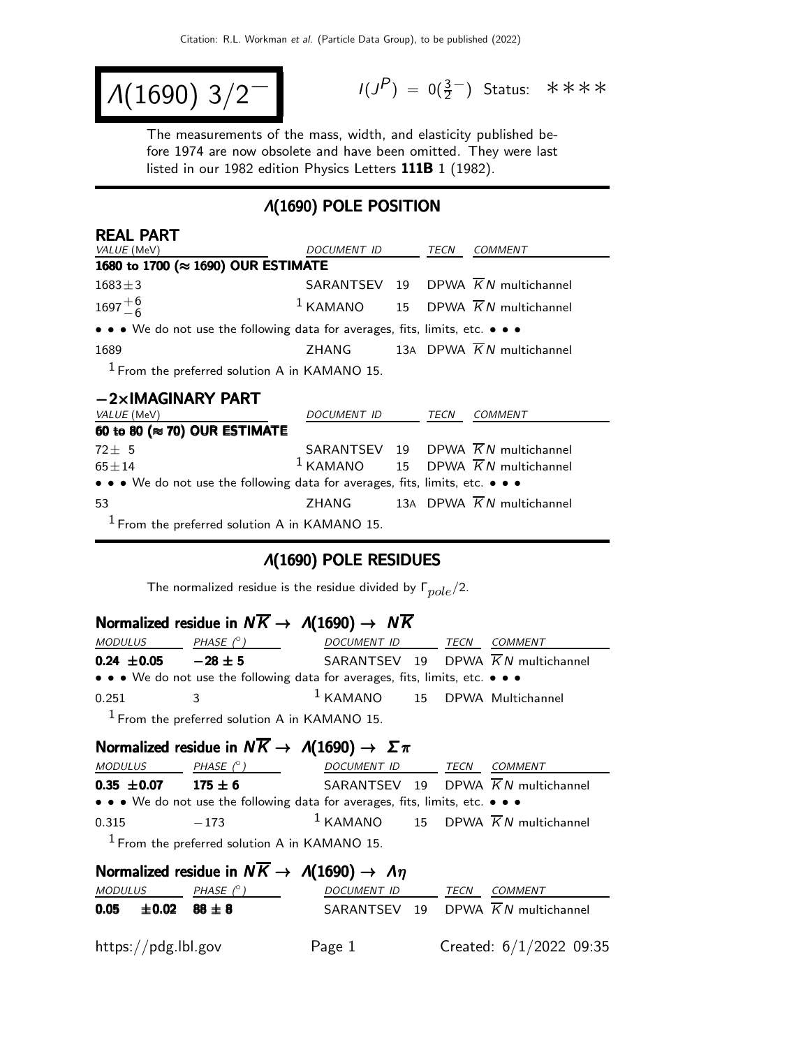# $\Lambda(1690)$ $3/2^-$

$I(J^P) = 0(\frac{3}{2}^-)$ Status: ****

The measurements of the mass, width, and elasticity published before 1974 are now obsolete and have been omitted. They were last listed in our 1982 edition Physics Letters **111B** 1 (1982).

## $\Lambda(1690)$ POLE POSITION

### REAL PART

| VALUE (MeV) | DOCUMENT ID | | TECN | COMMENT |
|---|---|---|---|---|
| **1680 to 1700 (≈ 1690) OUR ESTIMATE** | | | | |
| $1683 \pm 3$ | SARANTSEV | 19 | DPWA | $\overline{K}N$ multichannel |
| $1697^{+6}_{-6}$ | [1] KAMANO | 15 | DPWA | $\overline{K}N$ multichannel |
| • • • We do not use the following data for averages, fits, limits, etc. • • • | | | | |
| 1689 | ZHANG | 13A | DPWA | $\overline{K}N$ multichannel |

[1] From the preferred solution A in KAMANO 15.

### −2×IMAGINARY PART

| VALUE (MeV) | DOCUMENT ID | | TECN | COMMENT |
|---|---|---|---|---|
| **60 to 80 (≈ 70) OUR ESTIMATE** | | | | |
| $72 \pm 5$ | SARANTSEV | 19 | DPWA | $\overline{K}N$ multichannel |
| $65 \pm 14$ | [1] KAMANO | 15 | DPWA | $\overline{K}N$ multichannel |
| • • • We do not use the following data for averages, fits, limits, etc. • • • | | | | |
| 53 | ZHANG | 13A | DPWA | $\overline{K}N$ multichannel |

[1] From the preferred solution A in KAMANO 15.

## $\Lambda(1690)$ POLE RESIDUES

The normalized residue is the residue divided by $\Gamma_{pole}/2$.

### Normalized residue in $N\overline{K} \to \Lambda(1690) \to N\overline{K}$

| MODULUS | PHASE (°) | DOCUMENT ID | | TECN | COMMENT |
|---|---|---|---|---|---|
| **0.24 ±0.05** | **−28 ± 5** | SARANTSEV | 19 | DPWA | $\overline{K}N$ multichannel |
| • • • We do not use the following data for averages, fits, limits, etc. • • • | | | | | |
| 0.251 | 3 | [1] KAMANO | 15 | DPWA | Multichannel |

[1] From the preferred solution A in KAMANO 15.

### Normalized residue in $N\overline{K} \to \Lambda(1690) \to \Sigma\pi$

| MODULUS | PHASE (°) | DOCUMENT ID | | TECN | COMMENT |
|---|---|---|---|---|---|
| **0.35 ±0.07** | **175 ± 6** | SARANTSEV | 19 | DPWA | $\overline{K}N$ multichannel |
| • • • We do not use the following data for averages, fits, limits, etc. • • • | | | | | |
| 0.315 | −173 | [1] KAMANO | 15 | DPWA | $\overline{K}N$ multichannel |

[1] From the preferred solution A in KAMANO 15.

### Normalized residue in $N\overline{K} \to \Lambda(1690) \to \Lambda\eta$

| MODULUS | PHASE (°) | DOCUMENT ID | | TECN | COMMENT |
|---|---|---|---|---|---|
| **0.05 ±0.02** | **88 ± 8** | SARANTSEV | 19 | DPWA | $\overline{K}N$ multichannel |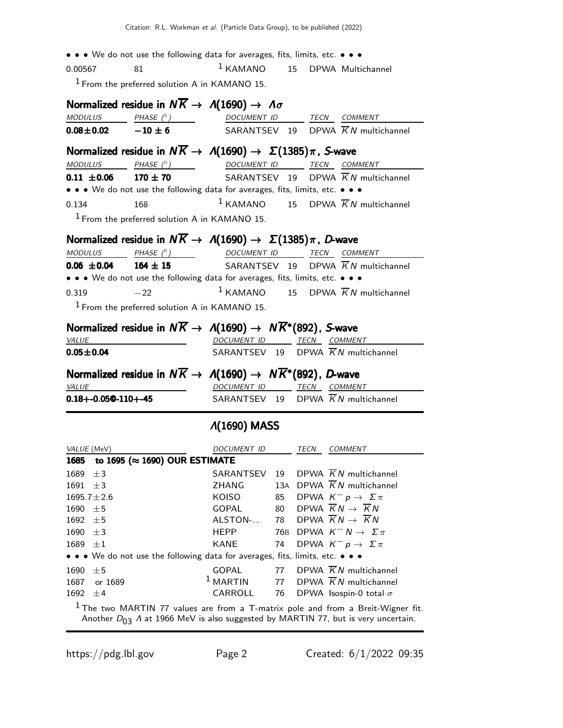• • • We do not use the following data for averages, fits, limits, etc. • • •

| | | | | |
|---|---|---|---|---|
| 0.00567 | 81 | [1] KAMANO | 15 | DPWA Multichannel |

[1] From the preferred solution A in KAMANO 15.

### Normalized residue in $N\overline{K} \rightarrow \Lambda(1690) \rightarrow \Lambda\sigma$

| MODULUS | PHASE (°) | DOCUMENT ID | | TECN | COMMENT |
|---|---|---|---|---|---|
| **0.08±0.02** | **−10 ± 6** | SARANTSEV | 19 | DPWA | $\overline{K}N$ multichannel |

### Normalized residue in $N\overline{K} \rightarrow \Lambda(1690) \rightarrow \Sigma(1385)\pi$, S-wave

| MODULUS | PHASE (°) | DOCUMENT ID | | TECN | COMMENT |
|---|---|---|---|---|---|
| **0.11 ±0.06** | **170 ± 70** | SARANTSEV | 19 | DPWA | $\overline{K}N$ multichannel |
| • • • We do not use the following data for averages, fits, limits, etc. • • • | | | | | |
| 0.134 | 168 | [1] KAMANO | 15 | DPWA | $\overline{K}N$ multichannel |

[1] From the preferred solution A in KAMANO 15.

### Normalized residue in $N\overline{K} \rightarrow \Lambda(1690) \rightarrow \Sigma(1385)\pi$, D-wave

| MODULUS | PHASE (°) | DOCUMENT ID | | TECN | COMMENT |
|---|---|---|---|---|---|
| **0.06 ±0.04** | **164 ± 15** | SARANTSEV | 19 | DPWA | $\overline{K}N$ multichannel |
| • • • We do not use the following data for averages, fits, limits, etc. • • • | | | | | |
| 0.319 | −22 | [1] KAMANO | 15 | DPWA | $\overline{K}N$ multichannel |

[1] From the preferred solution A in KAMANO 15.

### Normalized residue in $N\overline{K} \rightarrow \Lambda(1690) \rightarrow N\overline{K}^*(892)$, S-wave

| VALUE | DOCUMENT ID | | TECN | COMMENT |
|---|---|---|---|---|
| **0.05±0.04** | SARANTSEV | 19 | DPWA | $\overline{K}N$ multichannel |

### Normalized residue in $N\overline{K} \rightarrow \Lambda(1690) \rightarrow N\overline{K}^*(892)$, D-wave

| VALUE | DOCUMENT ID | | TECN | COMMENT |
|---|---|---|---|---|
| **0.18+-0.050-110+-45** | SARANTSEV | 19 | DPWA | $\overline{K}N$ multichannel |

## Λ(1690) MASS

| VALUE (MeV) | DOCUMENT ID | | TECN | COMMENT |
|---|---|---|---|---|
| **1685 to 1695 (≈ 1690) OUR ESTIMATE** | | | | |
| 1689 ±3 | SARANTSEV | 19 | DPWA | $\overline{K}N$ multichannel |
| 1691 ±3 | ZHANG | 13A | DPWA | $\overline{K}N$ multichannel |
| 1695.7±2.6 | KOISO | 85 | DPWA | $K^- p \rightarrow \Sigma\pi$ |
| 1690 ±5 | GOPAL | 80 | DPWA | $\overline{K}N \rightarrow \overline{K}N$ |
| 1692 ±5 | ALSTON-... | 78 | DPWA | $\overline{K}N \rightarrow \overline{K}N$ |
| 1690 ±3 | HEPP | 76B | DPWA | $K^- N \rightarrow \Sigma\pi$ |
| 1689 ±1 | KANE | 74 | DPWA | $K^- p \rightarrow \Sigma\pi$ |
| • • • We do not use the following data for averages, fits, limits, etc. • • • | | | | |
| 1690 ±5 | GOPAL | 77 | DPWA | $\overline{K}N$ multichannel |
| 1687 or 1689 | [1] MARTIN | 77 | DPWA | $\overline{K}N$ multichannel |
| 1692 ±4 | CARROLL | 76 | DPWA | Isospin-0 total $\sigma$ |

[1] The two MARTIN 77 values are from a T-matrix pole and from a Breit-Wigner fit. Another $D_{03}$ Λ at 1966 MeV is also suggested by MARTIN 77, but is very uncertain.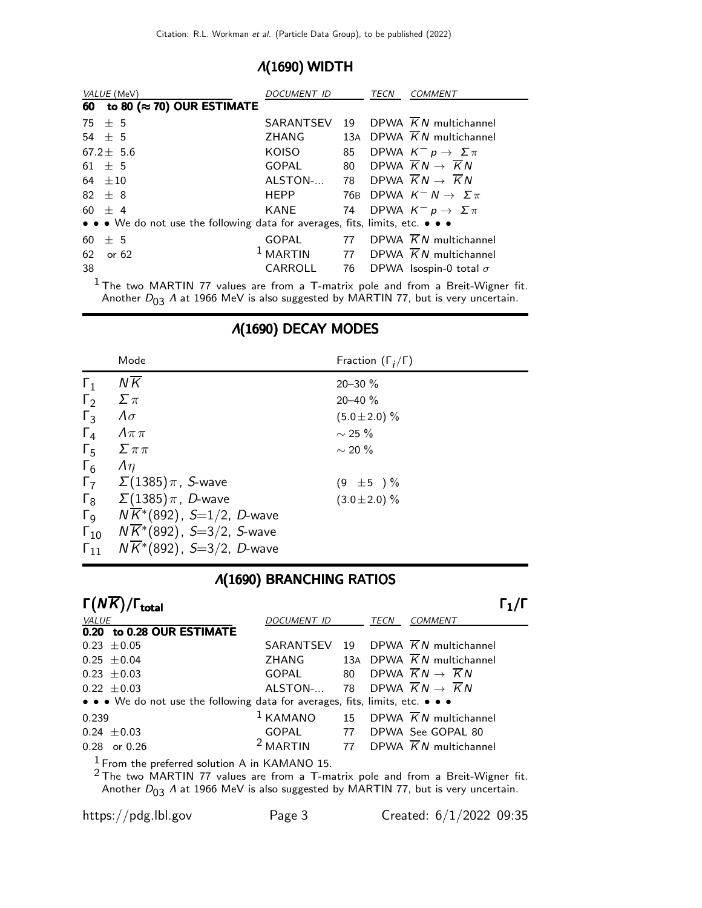## $\Lambda(1690)$ WIDTH

| VALUE (MeV) | DOCUMENT ID | | TECN | COMMENT |
|---|---|---|---|---|
| **60 to 80 ($\approx$ 70) OUR ESTIMATE** | | | | |
| 75 $\pm$ 5 | SARANTSEV | 19 | DPWA | $\overline{K}N$ multichannel |
| 54 $\pm$ 5 | ZHANG | 13A | DPWA | $\overline{K}N$ multichannel |
| 67.2 $\pm$ 5.6 | KOISO | 85 | DPWA | $K^- p \to \Sigma\pi$ |
| 61 $\pm$ 5 | GOPAL | 80 | DPWA | $\overline{K}N \to \overline{K}N$ |
| 64 $\pm$10 | ALSTON-... | 78 | DPWA | $\overline{K}N \to \overline{K}N$ |
| 82 $\pm$ 8 | HEPP | 76B | DPWA | $K^- N \to \Sigma\pi$ |
| 60 $\pm$ 4 | KANE | 74 | DPWA | $K^- p \to \Sigma\pi$ |
| • • • We do not use the following data for averages, fits, limits, etc. • • • | | | | |
| 60 $\pm$ 5 | GOPAL | 77 | DPWA | $\overline{K}N$ multichannel |
| 62 or 62 | [1] MARTIN | 77 | DPWA | $\overline{K}N$ multichannel |
| 38 | CARROLL | 76 | DPWA | Isospin-0 total $\sigma$ |

[1] The two MARTIN 77 values are from a T-matrix pole and from a Breit-Wigner fit. Another $D_{03}$ $\Lambda$ at 1966 MeV is also suggested by MARTIN 77, but is very uncertain.

## $\Lambda(1690)$ DECAY MODES

| | Mode | Fraction ($\Gamma_i/\Gamma$) |
|---|---|---|
| $\Gamma_1$ | $N\overline{K}$ | 20–30 % |
| $\Gamma_2$ | $\Sigma\pi$ | 20–40 % |
| $\Gamma_3$ | $\Lambda\sigma$ | $(5.0\pm2.0)$ % |
| $\Gamma_4$ | $\Lambda\pi\pi$ | $\sim$ 25 % |
| $\Gamma_5$ | $\Sigma\pi\pi$ | $\sim$ 20 % |
| $\Gamma_6$ | $\Lambda\eta$ | |
| $\Gamma_7$ | $\Sigma(1385)\pi$, $S$-wave | $(9 \pm5)$ % |
| $\Gamma_8$ | $\Sigma(1385)\pi$, $D$-wave | $(3.0\pm2.0)$ % |
| $\Gamma_9$ | $N\overline{K}^*(892)$, $S$=1/2, $D$-wave | |
| $\Gamma_{10}$ | $N\overline{K}^*(892)$, $S$=3/2, $S$-wave | |
| $\Gamma_{11}$ | $N\overline{K}^*(892)$, $S$=3/2, $D$-wave | |

## $\Lambda(1690)$ BRANCHING RATIOS

### $\Gamma(N\overline{K})/\Gamma_{total}$ — $\Gamma_1/\Gamma$

| VALUE | DOCUMENT ID | | TECN | COMMENT |
|---|---|---|---|---|
| **0.20 to 0.28 OUR ESTIMATE** | | | | |
| 0.23 $\pm$0.05 | SARANTSEV | 19 | DPWA | $\overline{K}N$ multichannel |
| 0.25 $\pm$0.04 | ZHANG | 13A | DPWA | $\overline{K}N$ multichannel |
| 0.23 $\pm$0.03 | GOPAL | 80 | DPWA | $\overline{K}N \to \overline{K}N$ |
| 0.22 $\pm$0.03 | ALSTON-... | 78 | DPWA | $\overline{K}N \to \overline{K}N$ |
| • • • We do not use the following data for averages, fits, limits, etc. • • • | | | | |
| 0.239 | [1] KAMANO | 15 | DPWA | $\overline{K}N$ multichannel |
| 0.24 $\pm$0.03 | GOPAL | 77 | DPWA | See GOPAL 80 |
| 0.28 or 0.26 | [2] MARTIN | 77 | DPWA | $\overline{K}N$ multichannel |

[1] From the preferred solution A in KAMANO 15.

[2] The two MARTIN 77 values are from a T-matrix pole and from a Breit-Wigner fit. Another $D_{03}$ $\Lambda$ at 1966 MeV is also suggested by MARTIN 77, but is very uncertain.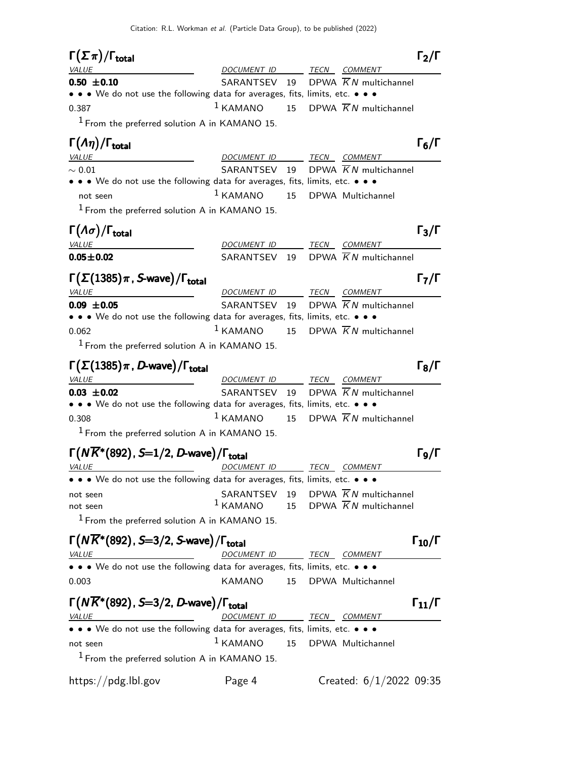### $\Gamma(\Sigma\pi)/\Gamma_{\text{total}}$ — $\Gamma_2/\Gamma$

| VALUE | DOCUMENT ID | | TECN | COMMENT |
|---|---|---|---|---|
| **0.50 ±0.10** | SARANTSEV | 19 | DPWA | $\overline{K}N$ multichannel |
| • • • We do not use the following data for averages, fits, limits, etc. • • • | | | | |
| 0.387 | [1] KAMANO | 15 | DPWA | $\overline{K}N$ multichannel |

[1] From the preferred solution A in KAMANO 15.

### $\Gamma(\Lambda\eta)/\Gamma_{\text{total}}$ — $\Gamma_6/\Gamma$

| VALUE | DOCUMENT ID | | TECN | COMMENT |
|---|---|---|---|---|
| ~ 0.01 | SARANTSEV | 19 | DPWA | $\overline{K}N$ multichannel |
| • • • We do not use the following data for averages, fits, limits, etc. • • • | | | | |
| not seen | [1] KAMANO | 15 | DPWA | Multichannel |

[1] From the preferred solution A in KAMANO 15.

### $\Gamma(\Lambda\sigma)/\Gamma_{\text{total}}$ — $\Gamma_3/\Gamma$

| VALUE | DOCUMENT ID | | TECN | COMMENT |
|---|---|---|---|---|
| **0.05±0.02** | SARANTSEV | 19 | DPWA | $\overline{K}N$ multichannel |

### $\Gamma(\Sigma(1385)\pi\text{, }S\text{-wave})/\Gamma_{\text{total}}$ — $\Gamma_7/\Gamma$

| VALUE | DOCUMENT ID | | TECN | COMMENT |
|---|---|---|---|---|
| **0.09 ±0.05** | SARANTSEV | 19 | DPWA | $\overline{K}N$ multichannel |
| • • • We do not use the following data for averages, fits, limits, etc. • • • | | | | |
| 0.062 | [1] KAMANO | 15 | DPWA | $\overline{K}N$ multichannel |

[1] From the preferred solution A in KAMANO 15.

### $\Gamma(\Sigma(1385)\pi\text{, }D\text{-wave})/\Gamma_{\text{total}}$ — $\Gamma_8/\Gamma$

| VALUE | DOCUMENT ID | | TECN | COMMENT |
|---|---|---|---|---|
| **0.03 ±0.02** | SARANTSEV | 19 | DPWA | $\overline{K}N$ multichannel |
| • • • We do not use the following data for averages, fits, limits, etc. • • • | | | | |
| 0.308 | [1] KAMANO | 15 | DPWA | $\overline{K}N$ multichannel |

[1] From the preferred solution A in KAMANO 15.

### $\Gamma(N\overline{K}^*(892)\text{, }S\text{=1/2, }D\text{-wave})/\Gamma_{\text{total}}$ — $\Gamma_9/\Gamma$

| VALUE | DOCUMENT ID | | TECN | COMMENT |
|---|---|---|---|---|
| • • • We do not use the following data for averages, fits, limits, etc. • • • | | | | |
| not seen | SARANTSEV | 19 | DPWA | $\overline{K}N$ multichannel |
| not seen | [1] KAMANO | 15 | DPWA | $\overline{K}N$ multichannel |

[1] From the preferred solution A in KAMANO 15.

### $\Gamma(N\overline{K}^*(892)\text{, }S\text{=3/2, }S\text{-wave})/\Gamma_{\text{total}}$ — $\Gamma_{10}/\Gamma$

| VALUE | DOCUMENT ID | | TECN | COMMENT |
|---|---|---|---|---|
| • • • We do not use the following data for averages, fits, limits, etc. • • • | | | | |
| 0.003 | KAMANO | 15 | DPWA | Multichannel |

### $\Gamma(N\overline{K}^*(892)\text{, }S\text{=3/2, }D\text{-wave})/\Gamma_{\text{total}}$ — $\Gamma_{11}/\Gamma$

| VALUE | DOCUMENT ID | | TECN | COMMENT |
|---|---|---|---|---|
| • • • We do not use the following data for averages, fits, limits, etc. • • • | | | | |
| not seen | [1] KAMANO | 15 | DPWA | Multichannel |

[1] From the preferred solution A in KAMANO 15.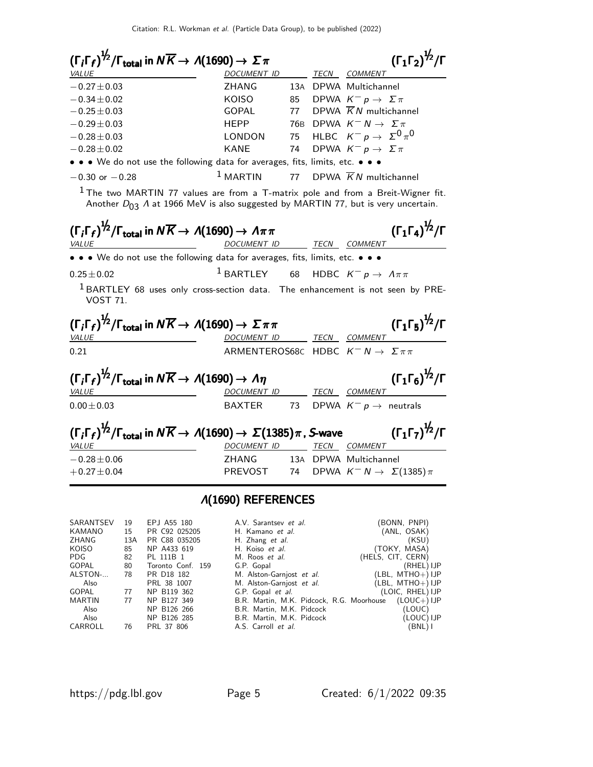### $(\Gamma_i\Gamma_f)^{1/2}/\Gamma_{\text{total}}$ in $N\overline{K} \to \Lambda(1690) \to \Sigma\pi$ — $(\Gamma_1\Gamma_2)^{1/2}/\Gamma$

| VALUE | DOCUMENT ID | | TECN | COMMENT |
|---|---|---|---|---|
| $-0.27\pm0.03$ | ZHANG | 13A | DPWA | Multichannel |
| $-0.34\pm0.02$ | KOISO | 85 | DPWA | $K^- p \to \Sigma\pi$ |
| $-0.25\pm0.03$ | GOPAL | 77 | DPWA | $\overline{K}N$ multichannel |
| $-0.29\pm0.03$ | HEPP | 76B | DPWA | $K^- N \to \Sigma\pi$ |
| $-0.28\pm0.03$ | LONDON | 75 | HLBC | $K^- p \to \Sigma^0\pi^0$ |
| $-0.28\pm0.02$ | KANE | 74 | DPWA | $K^- p \to \Sigma\pi$ |
| • • • We do not use the following data for averages, fits, limits, etc. • • • | | | | |
| $-0.30$ or $-0.28$ | [1] MARTIN | 77 | DPWA | $\overline{K}N$ multichannel |

[1] The two MARTIN 77 values are from a T-matrix pole and from a Breit-Wigner fit. Another $D_{03}$ $\Lambda$ at 1966 MeV is also suggested by MARTIN 77, but is very uncertain.

### $(\Gamma_i\Gamma_f)^{1/2}/\Gamma_{\text{total}}$ in $N\overline{K} \to \Lambda(1690) \to \Lambda\pi\pi$ — $(\Gamma_1\Gamma_4)^{1/2}/\Gamma$

| VALUE | DOCUMENT ID | | TECN | COMMENT |
|---|---|---|---|---|
| • • • We do not use the following data for averages, fits, limits, etc. • • • | | | | |
| $0.25\pm0.02$ | [1] BARTLEY | 68 | HDBC | $K^- p \to \Lambda\pi\pi$ |

[1] BARTLEY 68 uses only cross-section data. The enhancement is not seen by PREVOST 71.

### $(\Gamma_i\Gamma_f)^{1/2}/\Gamma_{\text{total}}$ in $N\overline{K} \to \Lambda(1690) \to \Sigma\pi\pi$ — $(\Gamma_1\Gamma_5)^{1/2}/\Gamma$

| VALUE | DOCUMENT ID | | TECN | COMMENT |
|---|---|---|---|---|
| 0.21 | ARMENTEROS | 68C | HDBC | $K^- N \to \Sigma\pi\pi$ |

### $(\Gamma_i\Gamma_f)^{1/2}/\Gamma_{\text{total}}$ in $N\overline{K} \to \Lambda(1690) \to \Lambda\eta$ — $(\Gamma_1\Gamma_6)^{1/2}/\Gamma$

| VALUE | DOCUMENT ID | | TECN | COMMENT |
|---|---|---|---|---|
| $0.00\pm0.03$ | BAXTER | 73 | DPWA | $K^- p \to$ neutrals |

### $(\Gamma_i\Gamma_f)^{1/2}/\Gamma_{\text{total}}$ in $N\overline{K} \to \Lambda(1690) \to \Sigma(1385)\pi$, S-wave — $(\Gamma_1\Gamma_7)^{1/2}/\Gamma$

| VALUE | DOCUMENT ID | | TECN | COMMENT |
|---|---|---|---|---|
| $-0.28\pm0.06$ | ZHANG | 13A | DPWA | Multichannel |
| $+0.27\pm0.04$ | PREVOST | 74 | DPWA | $K^- N \to \Sigma(1385)\pi$ |

## $\Lambda(1690)$ REFERENCES

| | | | | |
|---|---|---|---|---|
| SARANTSEV | 19 | EPJ A55 180 | A.V. Sarantsev *et al.* | (BONN, PNPI) |
| KAMANO | 15 | PR C92 025205 | H. Kamano *et al.* | (ANL, OSAK) |
| ZHANG | 13A | PR C88 035205 | H. Zhang *et al.* | (KSU) |
| KOISO | 85 | NP A433 619 | H. Koiso *et al.* | (TOKY, MASA) |
| PDG | 82 | PL 111B 1 | M. Roos *et al.* | (HELS, CIT, CERN) |
| GOPAL | 80 | Toronto Conf. 159 | G.P. Gopal | (RHEL) IJP |
| ALSTON-... | 78 | PR D18 182 | M. Alston-Garnjost *et al.* | (LBL, MTHO+) IJP |
| Also | | PRL 38 1007 | M. Alston-Garnjost *et al.* | (LBL, MTHO+) IJP |
| GOPAL | 77 | NP B119 362 | G.P. Gopal *et al.* | (LOIC, RHEL) IJP |
| MARTIN | 77 | NP B127 349 | B.R. Martin, M.K. Pidcock, R.G. Moorhouse | (LOUC+) IJP |
| Also | | NP B126 266 | B.R. Martin, M.K. Pidcock | (LOUC) |
| Also | | NP B126 285 | B.R. Martin, M.K. Pidcock | (LOUC) IJP |
| CARROLL | 76 | PRL 37 806 | A.S. Carroll *et al.* | (BNL) I |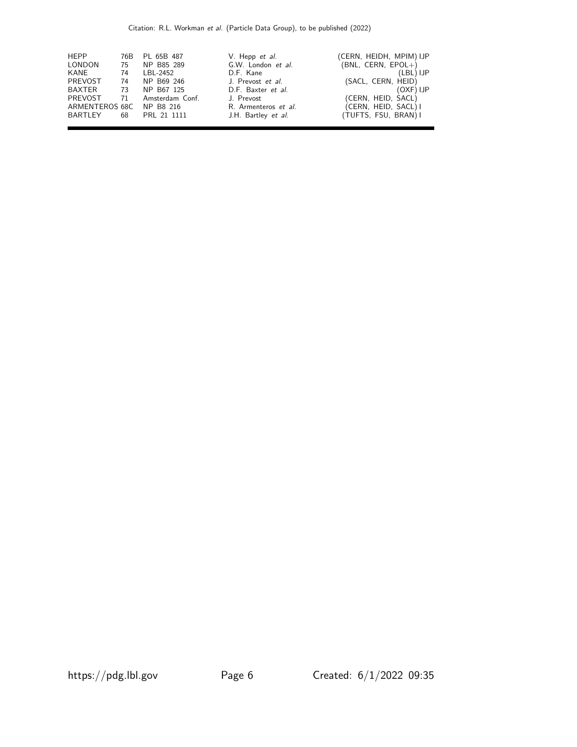| | | | | |
|---|---|---|---|---|
| HEPP | 76B | PL 65B 487 | V. Hepp *et al.* | (CERN, HEIDH, MPIM) IJP |
| LONDON | 75 | NP B85 289 | G.W. London *et al.* | (BNL, CERN, EPOL+) |
| KANE | 74 | LBL-2452 | D.F. Kane | (LBL) IJP |
| PREVOST | 74 | NP B69 246 | J. Prevost *et al.* | (SACL, CERN, HEID) |
| BAXTER | 73 | NP B67 125 | D.F. Baxter *et al.* | (OXF) IJP |
| PREVOST | 71 | Amsterdam Conf. | J. Prevost | (CERN, HEID, SACL) |
| ARMENTEROS | 68C | NP B8 216 | R. Armenteros *et al.* | (CERN, HEID, SACL) I |
| BARTLEY | 68 | PRL 21 1111 | J.H. Bartley *et al.* | (TUFTS, FSU, BRAN) I |